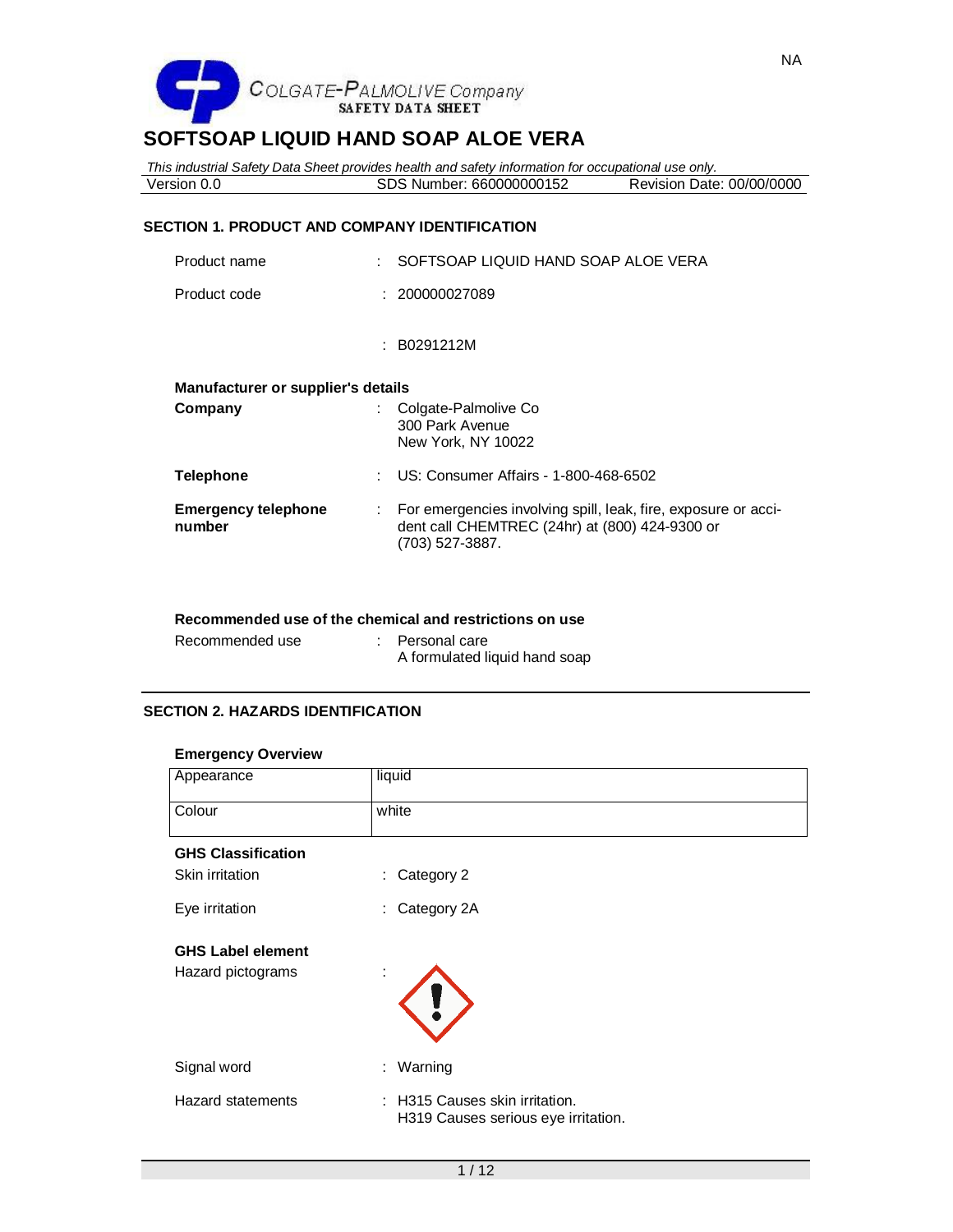NA

COLGATE-PALMOLIVE Company
SAFETY DATA SHEET

# SOFTSOAP LIQUID HAND SOAP ALOE VERA

*This industrial Safety Data Sheet provides health and safety information for occupational use only.*

Version 0.0 | SDS Number: 660000000152 | Revision Date: 00/00/0000

## SECTION 1. PRODUCT AND COMPANY IDENTIFICATION

Product name : SOFTSOAP LIQUID HAND SOAP ALOE VERA

Product code : 200000027089

: B0291212M

**Manufacturer or supplier's details**

**Company** : Colgate-Palmolive Co
300 Park Avenue
New York, NY 10022

**Telephone** : US: Consumer Affairs - 1-800-468-6502

**Emergency telephone number** : For emergencies involving spill, leak, fire, exposure or accident call CHEMTREC (24hr) at (800) 424-9300 or (703) 527-3887.

**Recommended use of the chemical and restrictions on use**

Recommended use : Personal care
A formulated liquid hand soap

## SECTION 2. HAZARDS IDENTIFICATION

**Emergency Overview**

| Appearance | liquid |
|---|---|
| Colour | white |

**GHS Classification**

Skin irritation : Category 2

Eye irritation : Category 2A

**GHS Label element**

Hazard pictograms :

Signal word : Warning

Hazard statements : H315 Causes skin irritation.
H319 Causes serious eye irritation.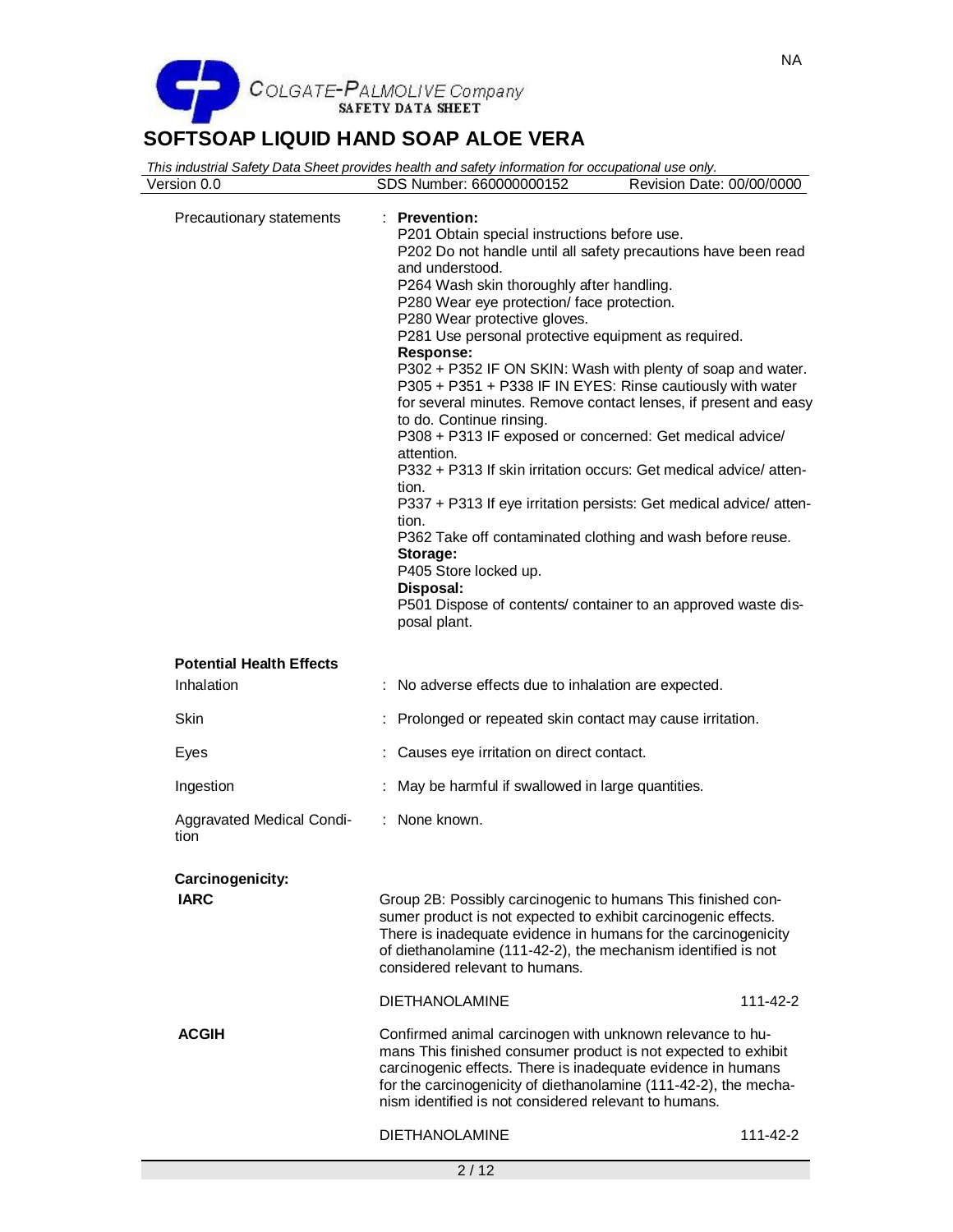| | |
|---|---|
| Precautionary statements | : **Prevention:**<br>P201 Obtain special instructions before use.<br>P202 Do not handle until all safety precautions have been read and understood.<br>P264 Wash skin thoroughly after handling.<br>P280 Wear eye protection/ face protection.<br>P280 Wear protective gloves.<br>P281 Use personal protective equipment as required.<br>**Response:**<br>P302 + P352 IF ON SKIN: Wash with plenty of soap and water.<br>P305 + P351 + P338 IF IN EYES: Rinse cautiously with water for several minutes. Remove contact lenses, if present and easy to do. Continue rinsing.<br>P308 + P313 IF exposed or concerned: Get medical advice/ attention.<br>P332 + P313 If skin irritation occurs: Get medical advice/ attention.<br>P337 + P313 If eye irritation persists: Get medical advice/ attention.<br>P362 Take off contaminated clothing and wash before reuse.<br>**Storage:**<br>P405 Store locked up.<br>**Disposal:**<br>P501 Dispose of contents/ container to an approved waste disposal plant. |

**Potential Health Effects**

| | |
|---|---|
| Inhalation | : No adverse effects due to inhalation are expected. |
| Skin | : Prolonged or repeated skin contact may cause irritation. |
| Eyes | : Causes eye irritation on direct contact. |
| Ingestion | : May be harmful if swallowed in large quantities. |
| Aggravated Medical Condition | : None known. |

**Carcinogenicity:**

**IARC**

Group 2B: Possibly carcinogenic to humans This finished consumer product is not expected to exhibit carcinogenic effects. There is inadequate evidence in humans for the carcinogenicity of diethanolamine (111-42-2), the mechanism identified is not considered relevant to humans.

| | |
|---|---|
| DIETHANOLAMINE | 111-42-2 |

**ACGIH**

Confirmed animal carcinogen with unknown relevance to humans This finished consumer product is not expected to exhibit carcinogenic effects. There is inadequate evidence in humans for the carcinogenicity of diethanolamine (111-42-2), the mechanism identified is not considered relevant to humans.

| | |
|---|---|
| DIETHANOLAMINE | 111-42-2 |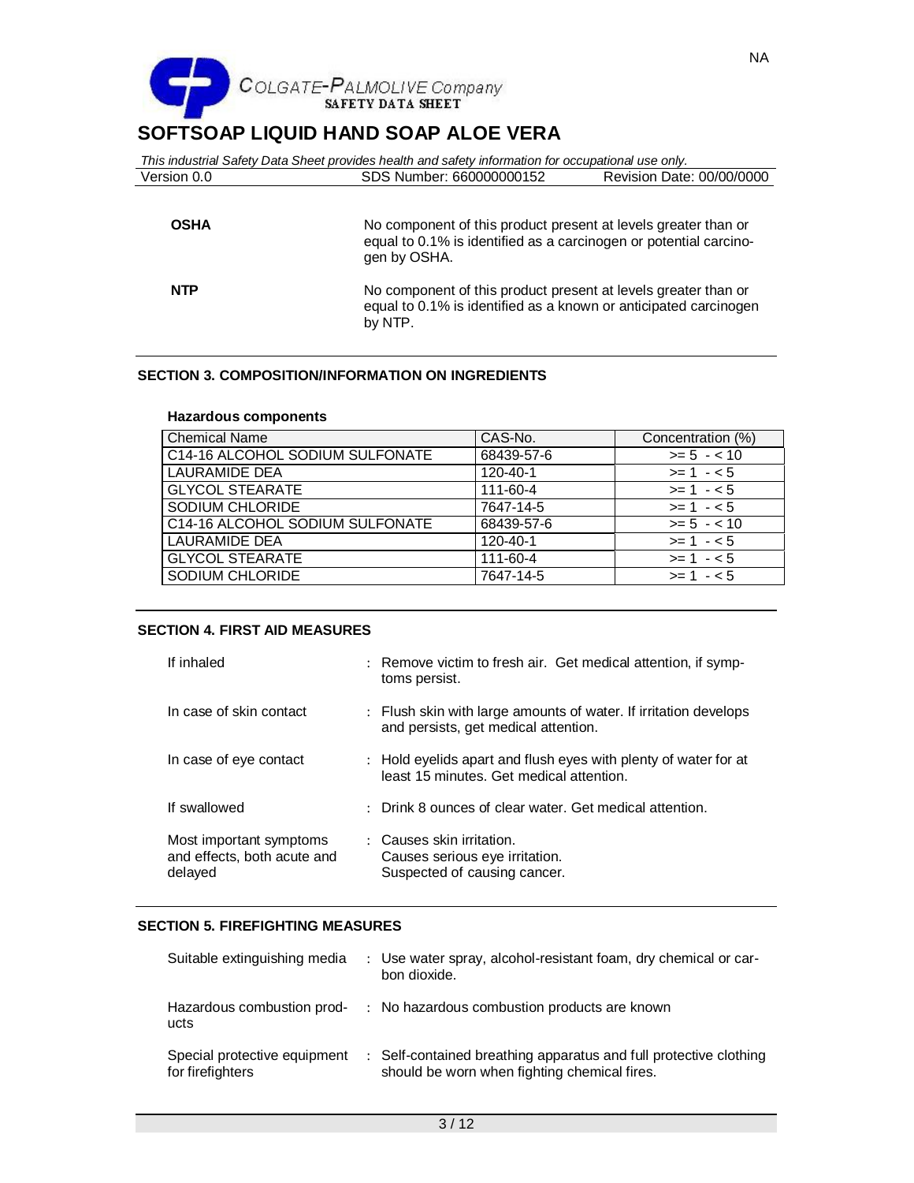| | |
|---|---|
| **OSHA** | No component of this product present at levels greater than or equal to 0.1% is identified as a carcinogen or potential carcinogen by OSHA. |
| **NTP** | No component of this product present at levels greater than or equal to 0.1% is identified as a known or anticipated carcinogen by NTP. |

## SECTION 3. COMPOSITION/INFORMATION ON INGREDIENTS

**Hazardous components**

| Chemical Name | CAS-No. | Concentration (%) |
|---|---|---|
| C14-16 ALCOHOL SODIUM SULFONATE | 68439-57-6 | >= 5 - < 10 |
| LAURAMIDE DEA | 120-40-1 | >= 1 - < 5 |
| GLYCOL STEARATE | 111-60-4 | >= 1 - < 5 |
| SODIUM CHLORIDE | 7647-14-5 | >= 1 - < 5 |
| C14-16 ALCOHOL SODIUM SULFONATE | 68439-57-6 | >= 5 - < 10 |
| LAURAMIDE DEA | 120-40-1 | >= 1 - < 5 |
| GLYCOL STEARATE | 111-60-4 | >= 1 - < 5 |
| SODIUM CHLORIDE | 7647-14-5 | >= 1 - < 5 |

## SECTION 4. FIRST AID MEASURES

| | |
|---|---|
| If inhaled | : Remove victim to fresh air. Get medical attention, if symptoms persist. |
| In case of skin contact | : Flush skin with large amounts of water. If irritation develops and persists, get medical attention. |
| In case of eye contact | : Hold eyelids apart and flush eyes with plenty of water for at least 15 minutes. Get medical attention. |
| If swallowed | : Drink 8 ounces of clear water. Get medical attention. |
| Most important symptoms and effects, both acute and delayed | : Causes skin irritation.<br>Causes serious eye irritation.<br>Suspected of causing cancer. |

## SECTION 5. FIREFIGHTING MEASURES

| | |
|---|---|
| Suitable extinguishing media | : Use water spray, alcohol-resistant foam, dry chemical or carbon dioxide. |
| Hazardous combustion products | : No hazardous combustion products are known |
| Special protective equipment for firefighters | : Self-contained breathing apparatus and full protective clothing should be worn when fighting chemical fires. |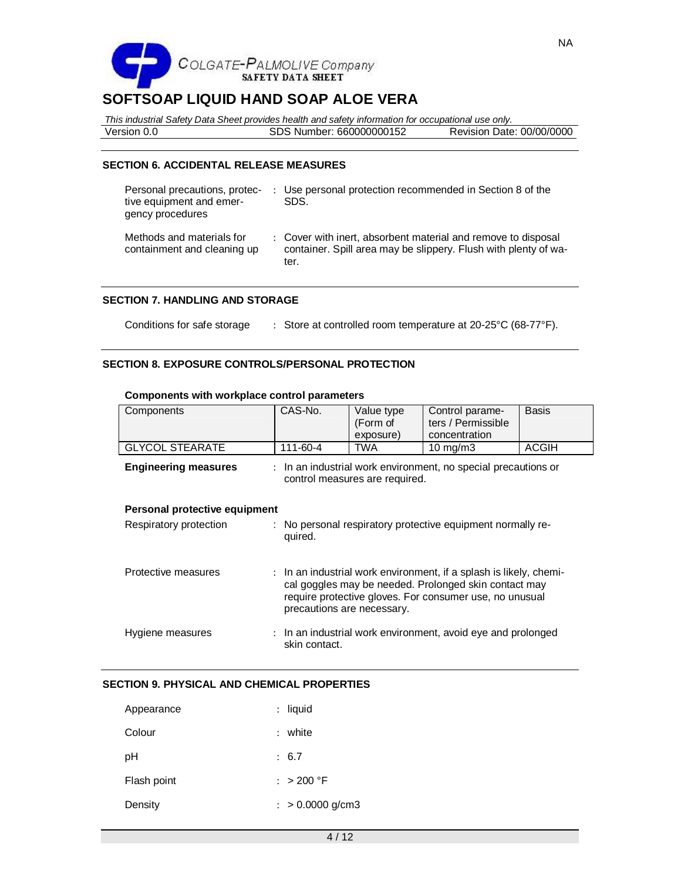SECTION 6. ACCIDENTAL RELEASE MEASURES

Personal precautions, protective equipment and emergency procedures : Use personal protection recommended in Section 8 of the SDS.

Methods and materials for containment and cleaning up : Cover with inert, absorbent material and remove to disposal container. Spill area may be slippery. Flush with plenty of water.

SECTION 7. HANDLING AND STORAGE

Conditions for safe storage : Store at controlled room temperature at 20-25°C (68-77°F).

SECTION 8. EXPOSURE CONTROLS/PERSONAL PROTECTION

**Components with workplace control parameters**

| Components | CAS-No. | Value type (Form of exposure) | Control parameters / Permissible concentration | Basis |
|---|---|---|---|---|
| GLYCOL STEARATE | 111-60-4 | TWA | 10 mg/m3 | ACGIH |

**Engineering measures** : In an industrial work environment, no special precautions or control measures are required.

**Personal protective equipment**

Respiratory protection : No personal respiratory protective equipment normally required.

Protective measures : In an industrial work environment, if a splash is likely, chemical goggles may be needed. Prolonged skin contact may require protective gloves. For consumer use, no unusual precautions are necessary.

Hygiene measures : In an industrial work environment, avoid eye and prolonged skin contact.

SECTION 9. PHYSICAL AND CHEMICAL PROPERTIES

Appearance : liquid

Colour : white

pH : 6.7

Flash point : > 200 °F

Density : > 0.0000 g/cm3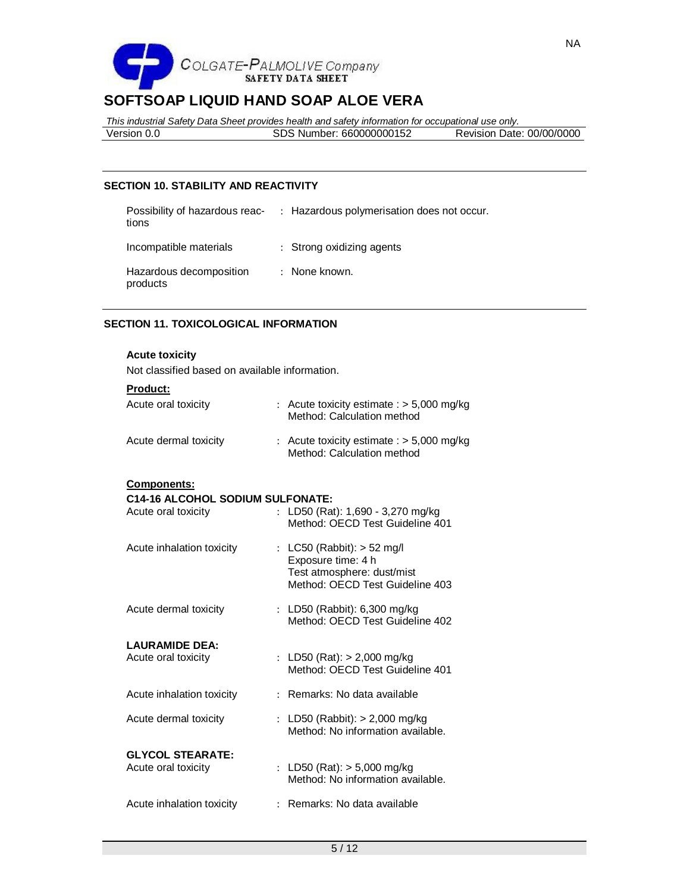## SECTION 10. STABILITY AND REACTIVITY

| | |
|---|---|
| Possibility of hazardous reactions | : Hazardous polymerisation does not occur. |
| Incompatible materials | : Strong oxidizing agents |
| Hazardous decomposition products | : None known. |

## SECTION 11. TOXICOLOGICAL INFORMATION

**Acute toxicity**

Not classified based on available information.

**Product:**

| | |
|---|---|
| Acute oral toxicity | : Acute toxicity estimate : > 5,000 mg/kg<br>Method: Calculation method |
| Acute dermal toxicity | : Acute toxicity estimate : > 5,000 mg/kg<br>Method: Calculation method |

**Components:**

**C14-16 ALCOHOL SODIUM SULFONATE:**

| | |
|---|---|
| Acute oral toxicity | : LD50 (Rat): 1,690 - 3,270 mg/kg<br>Method: OECD Test Guideline 401 |
| Acute inhalation toxicity | : LC50 (Rabbit): > 52 mg/l<br>Exposure time: 4 h<br>Test atmosphere: dust/mist<br>Method: OECD Test Guideline 403 |
| Acute dermal toxicity | : LD50 (Rabbit): 6,300 mg/kg<br>Method: OECD Test Guideline 402 |

**LAURAMIDE DEA:**

| | |
|---|---|
| Acute oral toxicity | : LD50 (Rat): > 2,000 mg/kg<br>Method: OECD Test Guideline 401 |
| Acute inhalation toxicity | : Remarks: No data available |
| Acute dermal toxicity | : LD50 (Rabbit): > 2,000 mg/kg<br>Method: No information available. |

**GLYCOL STEARATE:**

| | |
|---|---|
| Acute oral toxicity | : LD50 (Rat): > 5,000 mg/kg<br>Method: No information available. |
| Acute inhalation toxicity | : Remarks: No data available |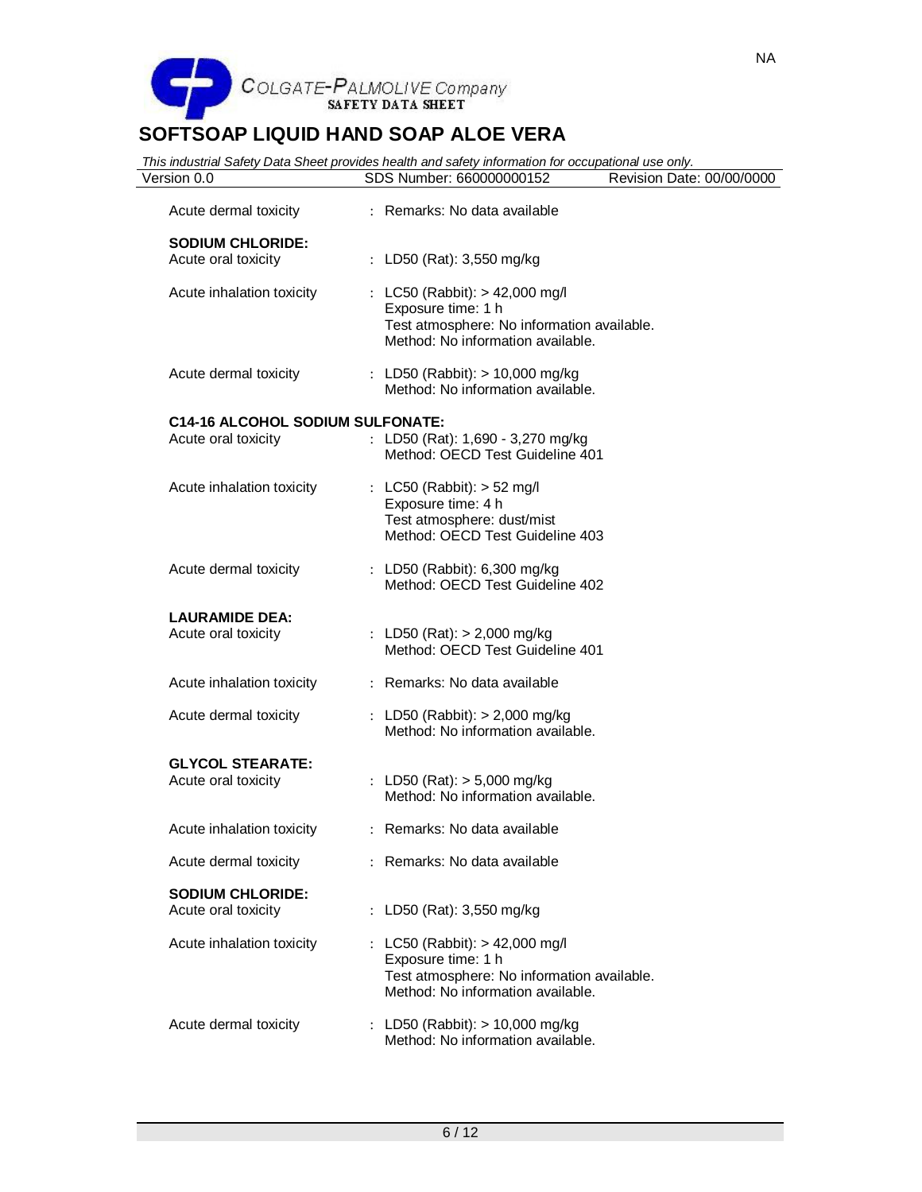Acute dermal toxicity : Remarks: No data available

**SODIUM CHLORIDE:**

Acute oral toxicity : LD50 (Rat): 3,550 mg/kg

Acute inhalation toxicity : LC50 (Rabbit): > 42,000 mg/l
Exposure time: 1 h
Test atmosphere: No information available.
Method: No information available.

Acute dermal toxicity : LD50 (Rabbit): > 10,000 mg/kg
Method: No information available.

**C14-16 ALCOHOL SODIUM SULFONATE:**

Acute oral toxicity : LD50 (Rat): 1,690 - 3,270 mg/kg
Method: OECD Test Guideline 401

Acute inhalation toxicity : LC50 (Rabbit): > 52 mg/l
Exposure time: 4 h
Test atmosphere: dust/mist
Method: OECD Test Guideline 403

Acute dermal toxicity : LD50 (Rabbit): 6,300 mg/kg
Method: OECD Test Guideline 402

**LAURAMIDE DEA:**

Acute oral toxicity : LD50 (Rat): > 2,000 mg/kg
Method: OECD Test Guideline 401

Acute inhalation toxicity : Remarks: No data available

Acute dermal toxicity : LD50 (Rabbit): > 2,000 mg/kg
Method: No information available.

**GLYCOL STEARATE:**

Acute oral toxicity : LD50 (Rat): > 5,000 mg/kg
Method: No information available.

Acute inhalation toxicity : Remarks: No data available

Acute dermal toxicity : Remarks: No data available

**SODIUM CHLORIDE:**

Acute oral toxicity : LD50 (Rat): 3,550 mg/kg

Acute inhalation toxicity : LC50 (Rabbit): > 42,000 mg/l
Exposure time: 1 h
Test atmosphere: No information available.
Method: No information available.

Acute dermal toxicity : LD50 (Rabbit): > 10,000 mg/kg
Method: No information available.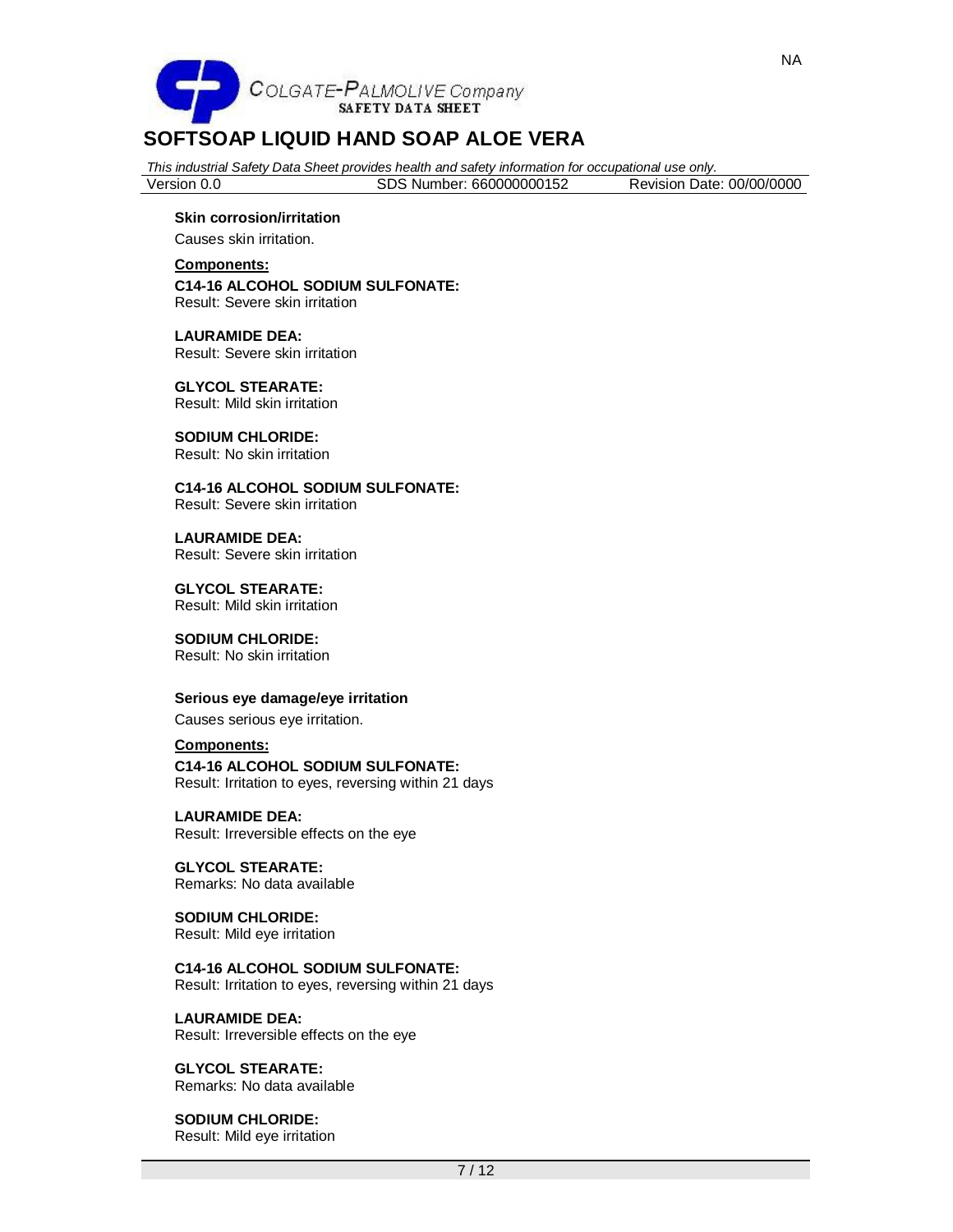**Skin corrosion/irritation**

Causes skin irritation.

**Components:**

**C14-16 ALCOHOL SODIUM SULFONATE:**
Result: Severe skin irritation

**LAURAMIDE DEA:**
Result: Severe skin irritation

**GLYCOL STEARATE:**
Result: Mild skin irritation

**SODIUM CHLORIDE:**
Result: No skin irritation

**C14-16 ALCOHOL SODIUM SULFONATE:**
Result: Severe skin irritation

**LAURAMIDE DEA:**
Result: Severe skin irritation

**GLYCOL STEARATE:**
Result: Mild skin irritation

**SODIUM CHLORIDE:**
Result: No skin irritation

**Serious eye damage/eye irritation**

Causes serious eye irritation.

**Components:**

**C14-16 ALCOHOL SODIUM SULFONATE:**
Result: Irritation to eyes, reversing within 21 days

**LAURAMIDE DEA:**
Result: Irreversible effects on the eye

**GLYCOL STEARATE:**
Remarks: No data available

**SODIUM CHLORIDE:**
Result: Mild eye irritation

**C14-16 ALCOHOL SODIUM SULFONATE:**
Result: Irritation to eyes, reversing within 21 days

**LAURAMIDE DEA:**
Result: Irreversible effects on the eye

**GLYCOL STEARATE:**
Remarks: No data available

**SODIUM CHLORIDE:**
Result: Mild eye irritation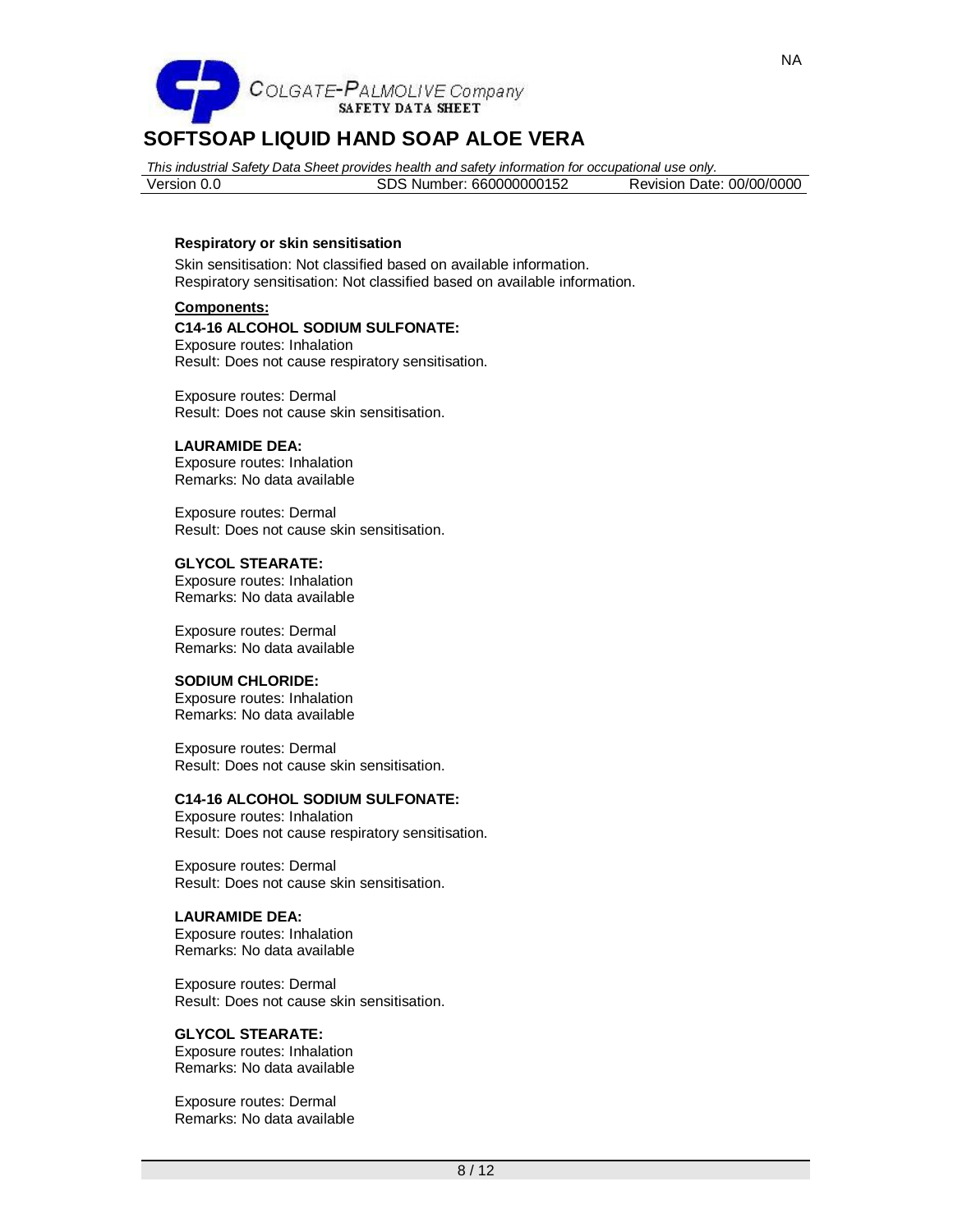**Respiratory or skin sensitisation**

Skin sensitisation: Not classified based on available information.
Respiratory sensitisation: Not classified based on available information.

**Components:**

**C14-16 ALCOHOL SODIUM SULFONATE:**
Exposure routes: Inhalation
Result: Does not cause respiratory sensitisation.

Exposure routes: Dermal
Result: Does not cause skin sensitisation.

**LAURAMIDE DEA:**
Exposure routes: Inhalation
Remarks: No data available

Exposure routes: Dermal
Result: Does not cause skin sensitisation.

**GLYCOL STEARATE:**
Exposure routes: Inhalation
Remarks: No data available

Exposure routes: Dermal
Remarks: No data available

**SODIUM CHLORIDE:**
Exposure routes: Inhalation
Remarks: No data available

Exposure routes: Dermal
Result: Does not cause skin sensitisation.

**C14-16 ALCOHOL SODIUM SULFONATE:**
Exposure routes: Inhalation
Result: Does not cause respiratory sensitisation.

Exposure routes: Dermal
Result: Does not cause skin sensitisation.

**LAURAMIDE DEA:**
Exposure routes: Inhalation
Remarks: No data available

Exposure routes: Dermal
Result: Does not cause skin sensitisation.

**GLYCOL STEARATE:**
Exposure routes: Inhalation
Remarks: No data available

Exposure routes: Dermal
Remarks: No data available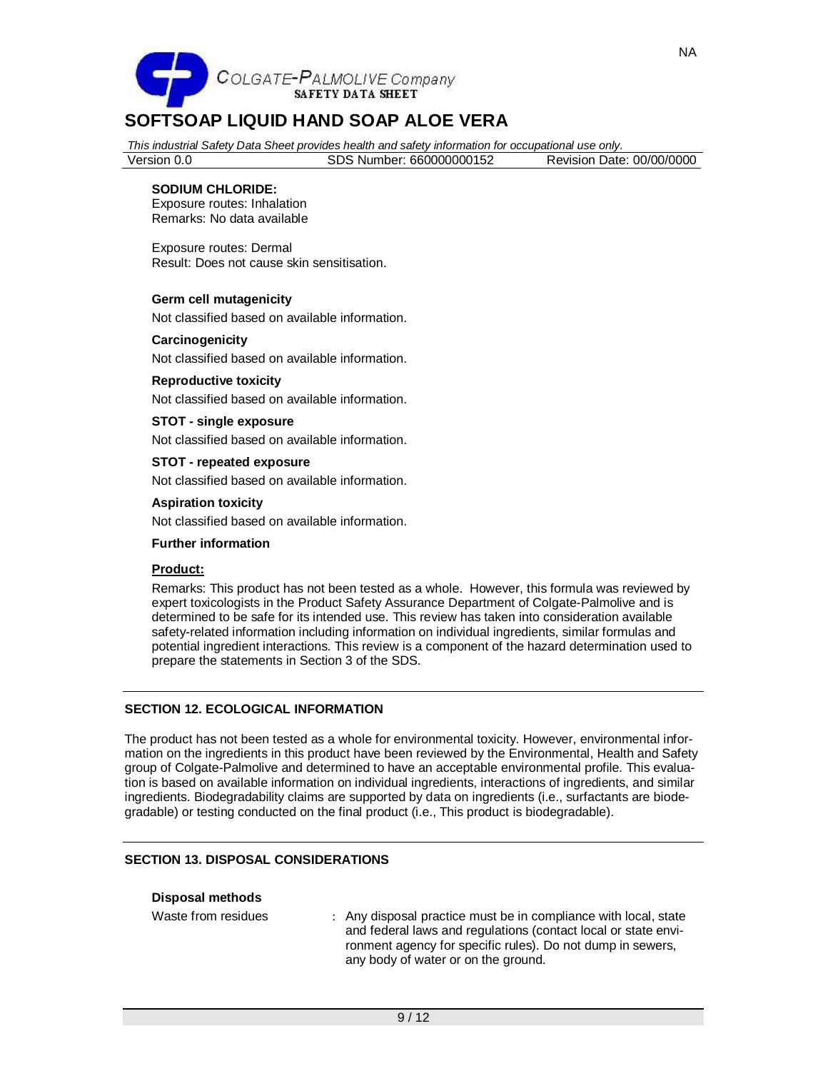**SODIUM CHLORIDE:**
Exposure routes: Inhalation
Remarks: No data available

Exposure routes: Dermal
Result: Does not cause skin sensitisation.

**Germ cell mutagenicity**

Not classified based on available information.

**Carcinogenicity**

Not classified based on available information.

**Reproductive toxicity**

Not classified based on available information.

**STOT - single exposure**

Not classified based on available information.

**STOT - repeated exposure**

Not classified based on available information.

**Aspiration toxicity**

Not classified based on available information.

**Further information**

**Product:**

Remarks: This product has not been tested as a whole. However, this formula was reviewed by expert toxicologists in the Product Safety Assurance Department of Colgate-Palmolive and is determined to be safe for its intended use. This review has taken into consideration available safety-related information including information on individual ingredients, similar formulas and potential ingredient interactions. This review is a component of the hazard determination used to prepare the statements in Section 3 of the SDS.

## SECTION 12. ECOLOGICAL INFORMATION

The product has not been tested as a whole for environmental toxicity. However, environmental information on the ingredients in this product have been reviewed by the Environmental, Health and Safety group of Colgate-Palmolive and determined to have an acceptable environmental profile. This evaluation is based on available information on individual ingredients, interactions of ingredients, and similar ingredients. Biodegradability claims are supported by data on ingredients (i.e., surfactants are biodegradable) or testing conducted on the final product (i.e., This product is biodegradable).

## SECTION 13. DISPOSAL CONSIDERATIONS

**Disposal methods**

Waste from residues : Any disposal practice must be in compliance with local, state and federal laws and regulations (contact local or state environment agency for specific rules). Do not dump in sewers, any body of water or on the ground.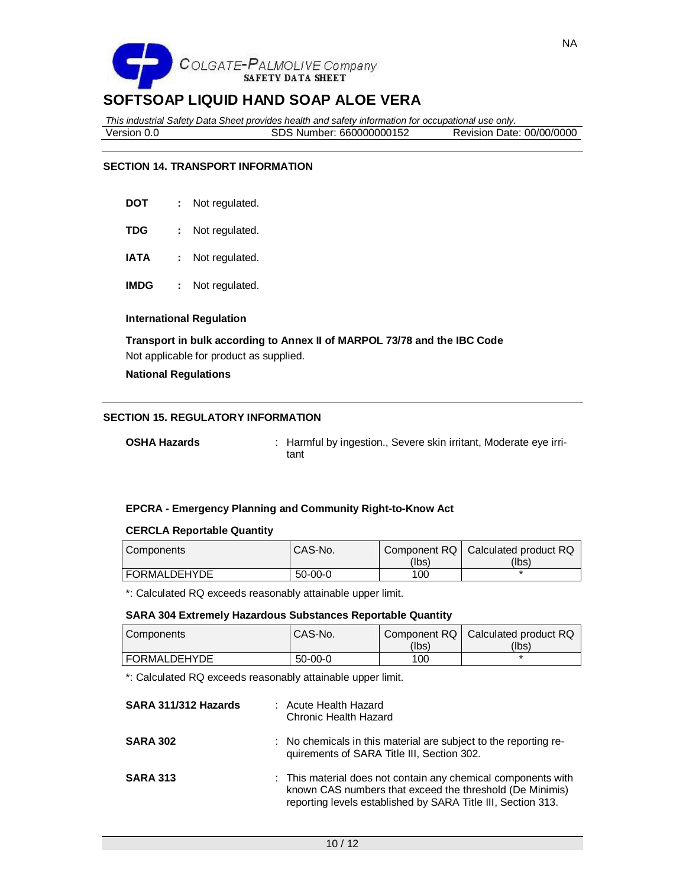## SOFTSOAP LIQUID HAND SOAP ALOE VERA

*This industrial Safety Data Sheet provides health and safety information for occupational use only.*

Version 0.0 SDS Number: 660000000152 Revision Date: 00/00/0000

### SECTION 14. TRANSPORT INFORMATION

**DOT** : Not regulated.

**TDG** : Not regulated.

**IATA** : Not regulated.

**IMDG** : Not regulated.

**International Regulation**

**Transport in bulk according to Annex II of MARPOL 73/78 and the IBC Code**

Not applicable for product as supplied.

**National Regulations**

### SECTION 15. REGULATORY INFORMATION

**OSHA Hazards** : Harmful by ingestion., Severe skin irritant, Moderate eye irritant

**EPCRA - Emergency Planning and Community Right-to-Know Act**

**CERCLA Reportable Quantity**

| Components | CAS-No. | Component RQ (lbs) | Calculated product RQ (lbs) |
|---|---|---|---|
| FORMALDEHYDE | 50-00-0 | 100 | * |

*: Calculated RQ exceeds reasonably attainable upper limit.

**SARA 304 Extremely Hazardous Substances Reportable Quantity**

| Components | CAS-No. | Component RQ (lbs) | Calculated product RQ (lbs) |
|---|---|---|---|
| FORMALDEHYDE | 50-00-0 | 100 | * |

*: Calculated RQ exceeds reasonably attainable upper limit.

**SARA 311/312 Hazards** : Acute Health Hazard
Chronic Health Hazard

**SARA 302** : No chemicals in this material are subject to the reporting requirements of SARA Title III, Section 302.

**SARA 313** : This material does not contain any chemical components with known CAS numbers that exceed the threshold (De Minimis) reporting levels established by SARA Title III, Section 313.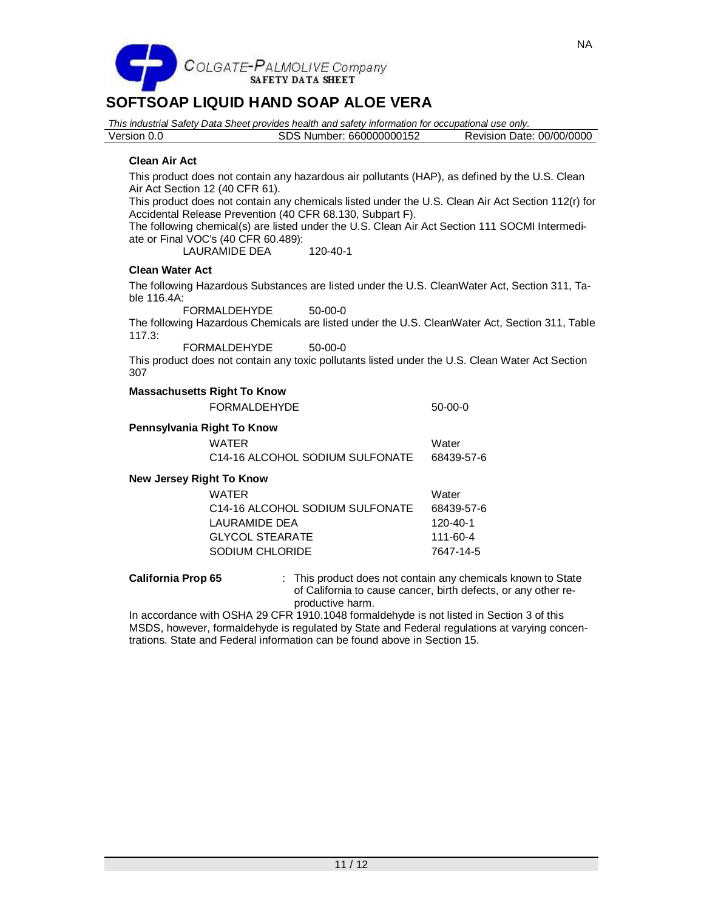**Clean Air Act**

This product does not contain any hazardous air pollutants (HAP), as defined by the U.S. Clean Air Act Section 12 (40 CFR 61).
This product does not contain any chemicals listed under the U.S. Clean Air Act Section 112(r) for Accidental Release Prevention (40 CFR 68.130, Subpart F).
The following chemical(s) are listed under the U.S. Clean Air Act Section 111 SOCMI Intermediate or Final VOC's (40 CFR 60.489):

LAURAMIDE DEA 120-40-1

**Clean Water Act**

The following Hazardous Substances are listed under the U.S. CleanWater Act, Section 311, Table 116.4A:

FORMALDEHYDE 50-00-0

The following Hazardous Chemicals are listed under the U.S. CleanWater Act, Section 311, Table 117.3:

FORMALDEHYDE 50-00-0

This product does not contain any toxic pollutants listed under the U.S. Clean Water Act Section 307

**Massachusetts Right To Know**

| | |
|---|---|
| FORMALDEHYDE | 50-00-0 |

**Pennsylvania Right To Know**

| | |
|---|---|
| WATER | Water |
| C14-16 ALCOHOL SODIUM SULFONATE | 68439-57-6 |

**New Jersey Right To Know**

| | |
|---|---|
| WATER | Water |
| C14-16 ALCOHOL SODIUM SULFONATE | 68439-57-6 |
| LAURAMIDE DEA | 120-40-1 |
| GLYCOL STEARATE | 111-60-4 |
| SODIUM CHLORIDE | 7647-14-5 |

**California Prop 65** : This product does not contain any chemicals known to State of California to cause cancer, birth defects, or any other reproductive harm.

In accordance with OSHA 29 CFR 1910.1048 formaldehyde is not listed in Section 3 of this MSDS, however, formaldehyde is regulated by State and Federal regulations at varying concentrations. State and Federal information can be found above in Section 15.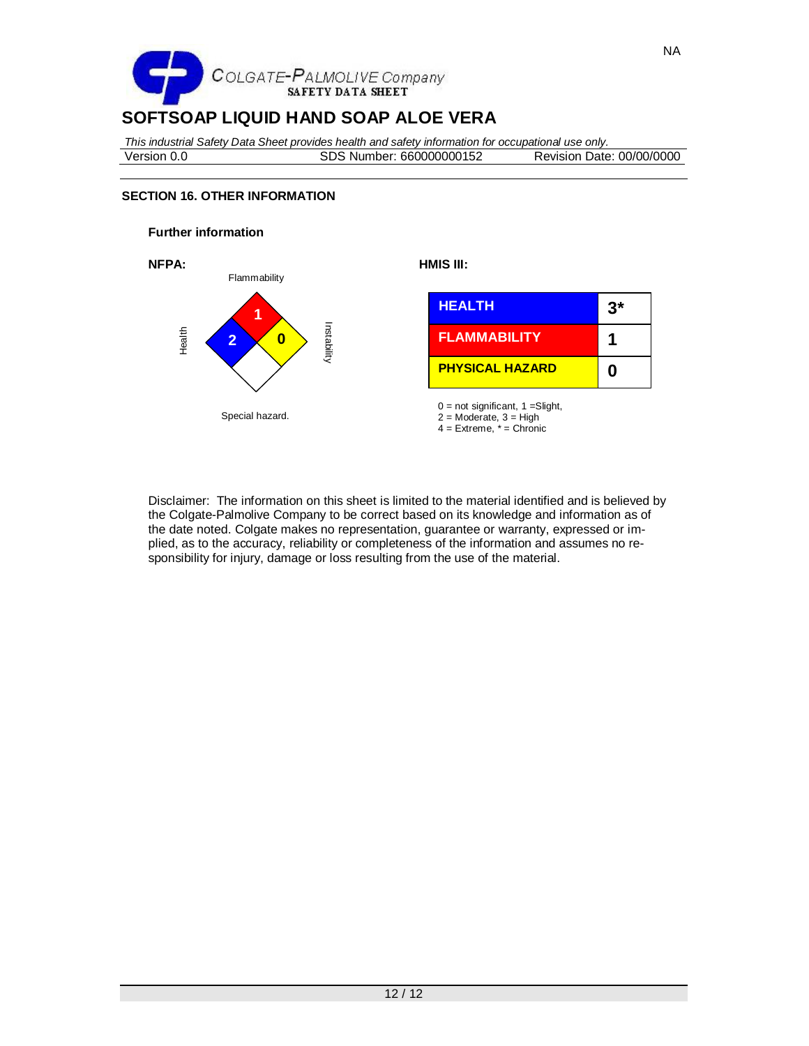# SOFTSOAP LIQUID HAND SOAP ALOE VERA

*This industrial Safety Data Sheet provides health and safety information for occupational use only.*

| | | |
|---|---|---|
| Version 0.0 | SDS Number: 660000000152 | Revision Date: 00/00/0000 |

## SECTION 16. OTHER INFORMATION

### Further information

**NFPA:**

Flammability
1
Health
2
Instability
0
Special hazard.

**HMIS III:**

| | |
|---|---|
| HEALTH | 3* |
| FLAMMABILITY | 1 |
| PHYSICAL HAZARD | 0 |

0 = not significant, 1 =Slight,
2 = Moderate, 3 = High
4 = Extreme, * = Chronic

Disclaimer: The information on this sheet is limited to the material identified and is believed by the Colgate-Palmolive Company to be correct based on its knowledge and information as of the date noted. Colgate makes no representation, guarantee or warranty, expressed or implied, as to the accuracy, reliability or completeness of the information and assumes no responsibility for injury, damage or loss resulting from the use of the material.